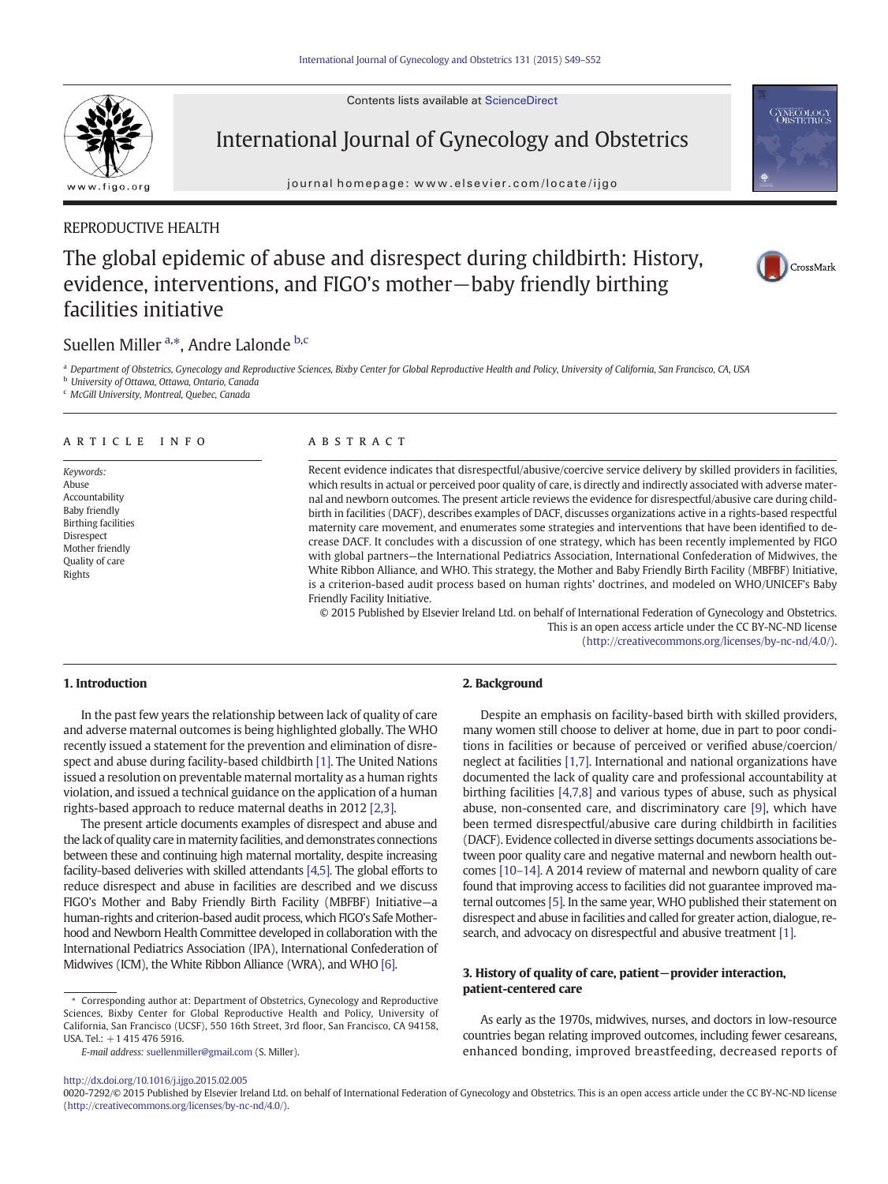REPRODUCTIVE HEALTH

# The global epidemic of abuse and disrespect during childbirth: History, evidence, interventions, and FIGO's mother—baby friendly birthing facilities initiative

Suellen Miller [a,*], Andre Lalonde [b,c]

[a] Department of Obstetrics, Gynecology and Reproductive Sciences, Bixby Center for Global Reproductive Health and Policy, University of California, San Francisco, CA, USA
[b] University of Ottawa, Ottawa, Ontario, Canada
[c] McGill University, Montreal, Quebec, Canada

## ARTICLE INFO

*Keywords:*
Abuse
Accountability
Baby friendly
Birthing facilities
Disrespect
Mother friendly
Quality of care
Rights

## ABSTRACT

Recent evidence indicates that disrespectful/abusive/coercive service delivery by skilled providers in facilities, which results in actual or perceived poor quality of care, is directly and indirectly associated with adverse maternal and newborn outcomes. The present article reviews the evidence for disrespectful/abusive care during childbirth in facilities (DACF), describes examples of DACF, discusses organizations active in a rights-based respectful maternity care movement, and enumerates some strategies and interventions that have been identified to decrease DACF. It concludes with a discussion of one strategy, which has been recently implemented by FIGO with global partners—the International Pediatrics Association, International Confederation of Midwives, the White Ribbon Alliance, and WHO. This strategy, the Mother and Baby Friendly Birth Facility (MBFBF) Initiative, is a criterion-based audit process based on human rights' doctrines, and modeled on WHO/UNICEF's Baby Friendly Facility Initiative.

© 2015 Published by Elsevier Ireland Ltd. on behalf of International Federation of Gynecology and Obstetrics. This is an open access article under the CC BY-NC-ND license (http://creativecommons.org/licenses/by-nc-nd/4.0/).

## 1. Introduction

In the past few years the relationship between lack of quality of care and adverse maternal outcomes is being highlighted globally. The WHO recently issued a statement for the prevention and elimination of disrespect and abuse during facility-based childbirth [1]. The United Nations issued a resolution on preventable maternal mortality as a human rights violation, and issued a technical guidance on the application of a human rights-based approach to reduce maternal deaths in 2012 [2,3].

The present article documents examples of disrespect and abuse and the lack of quality care in maternity facilities, and demonstrates connections between these and continuing high maternal mortality, despite increasing facility-based deliveries with skilled attendants [4,5]. The global efforts to reduce disrespect and abuse in facilities are described and we discuss FIGO's Mother and Baby Friendly Birth Facility (MBFBF) Initiative—a human-rights and criterion-based audit process, which FIGO's Safe Motherhood and Newborn Health Committee developed in collaboration with the International Pediatrics Association (IPA), International Confederation of Midwives (ICM), the White Ribbon Alliance (WRA), and WHO [6].

## 2. Background

Despite an emphasis on facility-based birth with skilled providers, many women still choose to deliver at home, due in part to poor conditions in facilities or because of perceived or verified abuse/coercion/neglect at facilities [1,7]. International and national organizations have documented the lack of quality care and professional accountability at birthing facilities [4,7,8] and various types of abuse, such as physical abuse, non-consented care, and discriminatory care [9], which have been termed disrespectful/abusive care during childbirth in facilities (DACF). Evidence collected in diverse settings documents associations between poor quality care and negative maternal and newborn health outcomes [10–14]. A 2014 review of maternal and newborn quality of care found that improving access to facilities did not guarantee improved maternal outcomes [5]. In the same year, WHO published their statement on disrespect and abuse in facilities and called for greater action, dialogue, research, and advocacy on disrespectful and abusive treatment [1].

## 3. History of quality of care, patient—provider interaction, patient-centered care

As early as the 1970s, midwives, nurses, and doctors in low-resource countries began relating improved outcomes, including fewer cesareans, enhanced bonding, improved breastfeeding, decreased reports of

\* Corresponding author at: Department of Obstetrics, Gynecology and Reproductive Sciences, Bixby Center for Global Reproductive Health and Policy, University of California, San Francisco (UCSF), 550 16th Street, 3rd floor, San Francisco, CA 94158, USA. Tel.: +1 415 476 5916.
*E-mail address:* suellenmiller@gmail.com (S. Miller).

http://dx.doi.org/10.1016/j.ijgo.2015.02.005
0020-7292/© 2015 Published by Elsevier Ireland Ltd. on behalf of International Federation of Gynecology and Obstetrics. This is an open access article under the CC BY-NC-ND license (http://creativecommons.org/licenses/by-nc-nd/4.0/).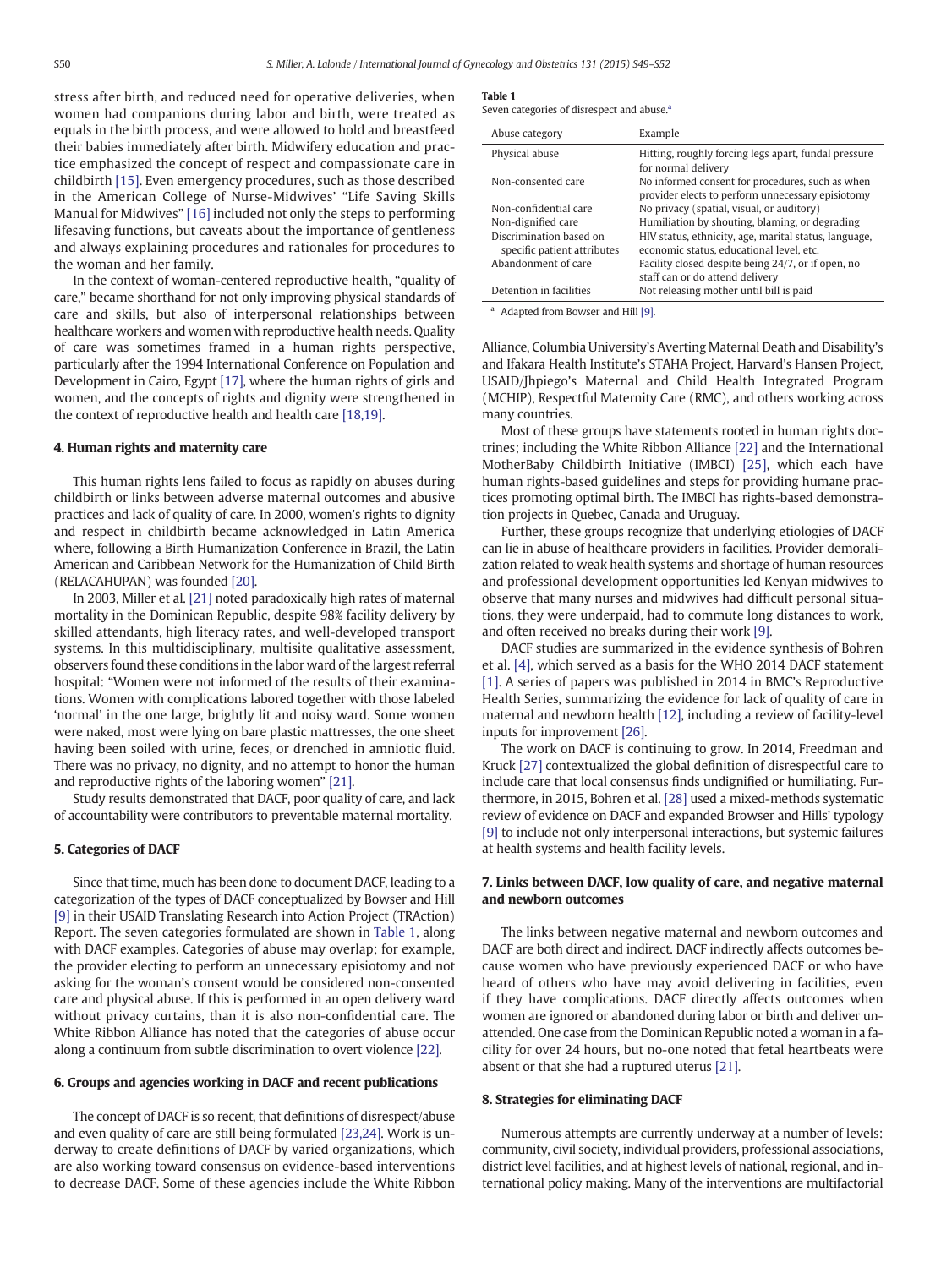stress after birth, and reduced need for operative deliveries, when women had companions during labor and birth, were treated as equals in the birth process, and were allowed to hold and breastfeed their babies immediately after birth. Midwifery education and practice emphasized the concept of respect and compassionate care in childbirth [15]. Even emergency procedures, such as those described in the American College of Nurse-Midwives' "Life Saving Skills Manual for Midwives" [16] included not only the steps to performing lifesaving functions, but caveats about the importance of gentleness and always explaining procedures and rationales for procedures to the woman and her family.

In the context of woman-centered reproductive health, "quality of care," became shorthand for not only improving physical standards of care and skills, but also of interpersonal relationships between healthcare workers and women with reproductive health needs. Quality of care was sometimes framed in a human rights perspective, particularly after the 1994 International Conference on Population and Development in Cairo, Egypt [17], where the human rights of girls and women, and the concepts of rights and dignity were strengthened in the context of reproductive health and health care [18,19].

## 4. Human rights and maternity care

This human rights lens failed to focus as rapidly on abuses during childbirth or links between adverse maternal outcomes and abusive practices and lack of quality of care. In 2000, women's rights to dignity and respect in childbirth became acknowledged in Latin America where, following a Birth Humanization Conference in Brazil, the Latin American and Caribbean Network for the Humanization of Child Birth (RELACAHUPAN) was founded [20].

In 2003, Miller et al. [21] noted paradoxically high rates of maternal mortality in the Dominican Republic, despite 98% facility delivery by skilled attendants, high literacy rates, and well-developed transport systems. In this multidisciplinary, multisite qualitative assessment, observers found these conditions in the labor ward of the largest referral hospital: "Women were not informed of the results of their examinations. Women with complications labored together with those labeled 'normal' in the one large, brightly lit and noisy ward. Some women were naked, most were lying on bare plastic mattresses, the one sheet having been soiled with urine, feces, or drenched in amniotic fluid. There was no privacy, no dignity, and no attempt to honor the human and reproductive rights of the laboring women" [21].

Study results demonstrated that DACF, poor quality of care, and lack of accountability were contributors to preventable maternal mortality.

## 5. Categories of DACF

Since that time, much has been done to document DACF, leading to a categorization of the types of DACF conceptualized by Bowser and Hill [9] in their USAID Translating Research into Action Project (TRAction) Report. The seven categories formulated are shown in Table 1, along with DACF examples. Categories of abuse may overlap; for example, the provider electing to perform an unnecessary episiotomy and not asking for the woman's consent would be considered non-consented care and physical abuse. If this is performed in an open delivery ward without privacy curtains, than it is also non-confidential care. The White Ribbon Alliance has noted that the categories of abuse occur along a continuum from subtle discrimination to overt violence [22].

**Table 1**
Seven categories of disrespect and abuse.[a]

| Abuse category | Example |
|---|---|
| Physical abuse | Hitting, roughly forcing legs apart, fundal pressure for normal delivery |
| Non-consented care | No informed consent for procedures, such as when provider elects to perform unnecessary episiotomy |
| Non-confidential care | No privacy (spatial, visual, or auditory) |
| Non-dignified care | Humiliation by shouting, blaming, or degrading |
| Discrimination based on specific patient attributes | HIV status, ethnicity, age, marital status, language, economic status, educational level, etc. |
| Abandonment of care | Facility closed despite being 24/7, or if open, no staff can or do attend delivery |
| Detention in facilities | Not releasing mother until bill is paid |

[a] Adapted from Bowser and Hill [9].

## 6. Groups and agencies working in DACF and recent publications

The concept of DACF is so recent, that definitions of disrespect/abuse and even quality of care are still being formulated [23,24]. Work is underway to create definitions of DACF by varied organizations, which are also working toward consensus on evidence-based interventions to decrease DACF. Some of these agencies include the White Ribbon Alliance, Columbia University's Averting Maternal Death and Disability's and Ifakara Health Institute's STAHA Project, Harvard's Hansen Project, USAID/Jhpiego's Maternal and Child Health Integrated Program (MCHIP), Respectful Maternity Care (RMC), and others working across many countries.

Most of these groups have statements rooted in human rights doctrines; including the White Ribbon Alliance [22] and the International MotherBaby Childbirth Initiative (IMBCI) [25], which each have human rights-based guidelines and steps for providing humane practices promoting optimal birth. The IMBCI has rights-based demonstration projects in Quebec, Canada and Uruguay.

Further, these groups recognize that underlying etiologies of DACF can lie in abuse of healthcare providers in facilities. Provider demoralization related to weak health systems and shortage of human resources and professional development opportunities led Kenyan midwives to observe that many nurses and midwives had difficult personal situations, they were underpaid, had to commute long distances to work, and often received no breaks during their work [9].

DACF studies are summarized in the evidence synthesis of Bohren et al. [4], which served as a basis for the WHO 2014 DACF statement [1]. A series of papers was published in 2014 in BMC's Reproductive Health Series, summarizing the evidence for lack of quality of care in maternal and newborn health [12], including a review of facility-level inputs for improvement [26].

The work on DACF is continuing to grow. In 2014, Freedman and Kruck [27] contextualized the global definition of disrespectful care to include care that local consensus finds undignified or humiliating. Furthermore, in 2015, Bohren et al. [28] used a mixed-methods systematic review of evidence on DACF and expanded Browser and Hills' typology [9] to include not only interpersonal interactions, but systemic failures at health systems and health facility levels.

## 7. Links between DACF, low quality of care, and negative maternal and newborn outcomes

The links between negative maternal and newborn outcomes and DACF are both direct and indirect. DACF indirectly affects outcomes because women who have previously experienced DACF or who have heard of others who have may avoid delivering in facilities, even if they have complications. DACF directly affects outcomes when women are ignored or abandoned during labor or birth and deliver unattended. One case from the Dominican Republic noted a woman in a facility for over 24 hours, but no-one noted that fetal heartbeats were absent or that she had a ruptured uterus [21].

## 8. Strategies for eliminating DACF

Numerous attempts are currently underway at a number of levels: community, civil society, individual providers, professional associations, district level facilities, and at highest levels of national, regional, and international policy making. Many of the interventions are multifactorial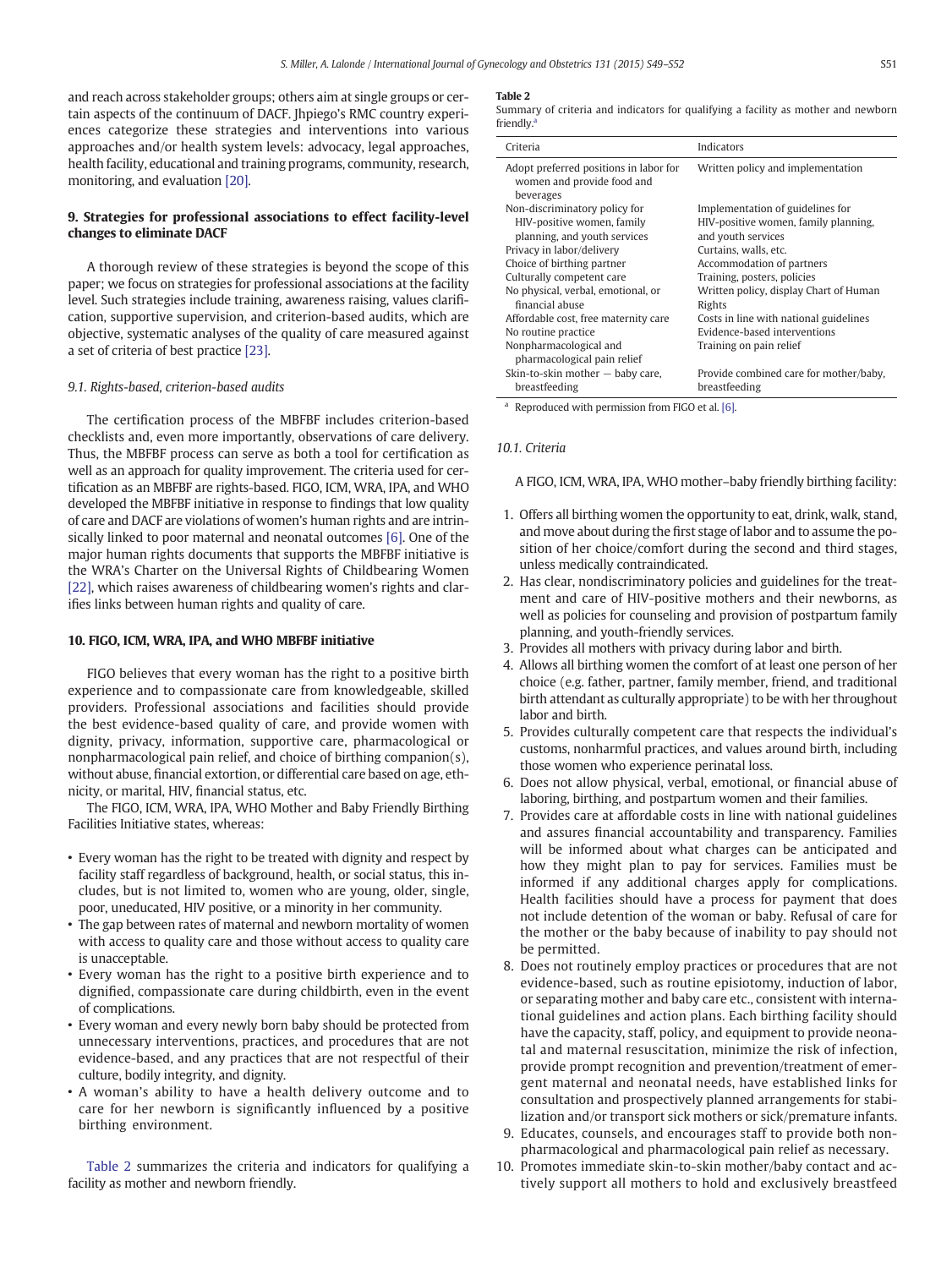and reach across stakeholder groups; others aim at single groups or certain aspects of the continuum of DACF. Jhpiego's RMC country experiences categorize these strategies and interventions into various approaches and/or health system levels: advocacy, legal approaches, health facility, educational and training programs, community, research, monitoring, and evaluation [20].

## 9. Strategies for professional associations to effect facility-level changes to eliminate DACF

A thorough review of these strategies is beyond the scope of this paper; we focus on strategies for professional associations at the facility level. Such strategies include training, awareness raising, values clarification, supportive supervision, and criterion-based audits, which are objective, systematic analyses of the quality of care measured against a set of criteria of best practice [23].

### 9.1. Rights-based, criterion-based audits

The certification process of the MBFBF includes criterion-based checklists and, even more importantly, observations of care delivery. Thus, the MBFBF process can serve as both a tool for certification as well as an approach for quality improvement. The criteria used for certification as an MBFBF are rights-based. FIGO, ICM, WRA, IPA, and WHO developed the MBFBF initiative in response to findings that low quality of care and DACF are violations of women's human rights and are intrinsically linked to poor maternal and neonatal outcomes [6]. One of the major human rights documents that supports the MBFBF initiative is the WRA's Charter on the Universal Rights of Childbearing Women [22], which raises awareness of childbearing women's rights and clarifies links between human rights and quality of care.

## 10. FIGO, ICM, WRA, IPA, and WHO MBFBF initiative

FIGO believes that every woman has the right to a positive birth experience and to compassionate care from knowledgeable, skilled providers. Professional associations and facilities should provide the best evidence-based quality of care, and provide women with dignity, privacy, information, supportive care, pharmacological or nonpharmacological pain relief, and choice of birthing companion(s), without abuse, financial extortion, or differential care based on age, ethnicity, or marital, HIV, financial status, etc.

The FIGO, ICM, WRA, IPA, WHO Mother and Baby Friendly Birthing Facilities Initiative states, whereas:

- Every woman has the right to be treated with dignity and respect by facility staff regardless of background, health, or social status, this includes, but is not limited to, women who are young, older, single, poor, uneducated, HIV positive, or a minority in her community.
- The gap between rates of maternal and newborn mortality of women with access to quality care and those without access to quality care is unacceptable.
- Every woman has the right to a positive birth experience and to dignified, compassionate care during childbirth, even in the event of complications.
- Every woman and every newly born baby should be protected from unnecessary interventions, practices, and procedures that are not evidence-based, and any practices that are not respectful of their culture, bodily integrity, and dignity.
- A woman's ability to have a health delivery outcome and to care for her newborn is significantly influenced by a positive birthing environment.

Table 2 summarizes the criteria and indicators for qualifying a facility as mother and newborn friendly.

**Table 2**
Summary of criteria and indicators for qualifying a facility as mother and newborn friendly.[a]

| Criteria | Indicators |
|---|---|
| Adopt preferred positions in labor for women and provide food and beverages | Written policy and implementation |
| Non-discriminatory policy for HIV-positive women, family planning, and youth services | Implementation of guidelines for HIV-positive women, family planning, and youth services |
| Privacy in labor/delivery | Curtains, walls, etc. |
| Choice of birthing partner | Accommodation of partners |
| Culturally competent care | Training, posters, policies |
| No physical, verbal, emotional, or financial abuse | Written policy, display Chart of Human Rights |
| Affordable cost, free maternity care | Costs in line with national guidelines |
| No routine practice | Evidence-based interventions |
| Nonpharmacological and pharmacological pain relief | Training on pain relief |
| Skin-to-skin mother — baby care, breastfeeding | Provide combined care for mother/baby, breastfeeding |

[a] Reproduced with permission from FIGO et al. [6].

### 10.1. Criteria

A FIGO, ICM, WRA, IPA, WHO mother–baby friendly birthing facility:

1. Offers all birthing women the opportunity to eat, drink, walk, stand, and move about during the first stage of labor and to assume the position of her choice/comfort during the second and third stages, unless medically contraindicated.
2. Has clear, nondiscriminatory policies and guidelines for the treatment and care of HIV-positive mothers and their newborns, as well as policies for counseling and provision of postpartum family planning, and youth-friendly services.
3. Provides all mothers with privacy during labor and birth.
4. Allows all birthing women the comfort of at least one person of her choice (e.g. father, partner, family member, friend, and traditional birth attendant as culturally appropriate) to be with her throughout labor and birth.
5. Provides culturally competent care that respects the individual's customs, nonharmful practices, and values around birth, including those women who experience perinatal loss.
6. Does not allow physical, verbal, emotional, or financial abuse of laboring, birthing, and postpartum women and their families.
7. Provides care at affordable costs in line with national guidelines and assures financial accountability and transparency. Families will be informed about what charges can be anticipated and how they might plan to pay for services. Families must be informed if any additional charges apply for complications. Health facilities should have a process for payment that does not include detention of the woman or baby. Refusal of care for the mother or the baby because of inability to pay should not be permitted.
8. Does not routinely employ practices or procedures that are not evidence-based, such as routine episiotomy, induction of labor, or separating mother and baby care etc., consistent with international guidelines and action plans. Each birthing facility should have the capacity, staff, policy, and equipment to provide neonatal and maternal resuscitation, minimize the risk of infection, provide prompt recognition and prevention/treatment of emergent maternal and neonatal needs, have established links for consultation and prospectively planned arrangements for stabilization and/or transport sick mothers or sick/premature infants.
9. Educates, counsels, and encourages staff to provide both nonpharmacological and pharmacological pain relief as necessary.
10. Promotes immediate skin-to-skin mother/baby contact and actively support all mothers to hold and exclusively breastfeed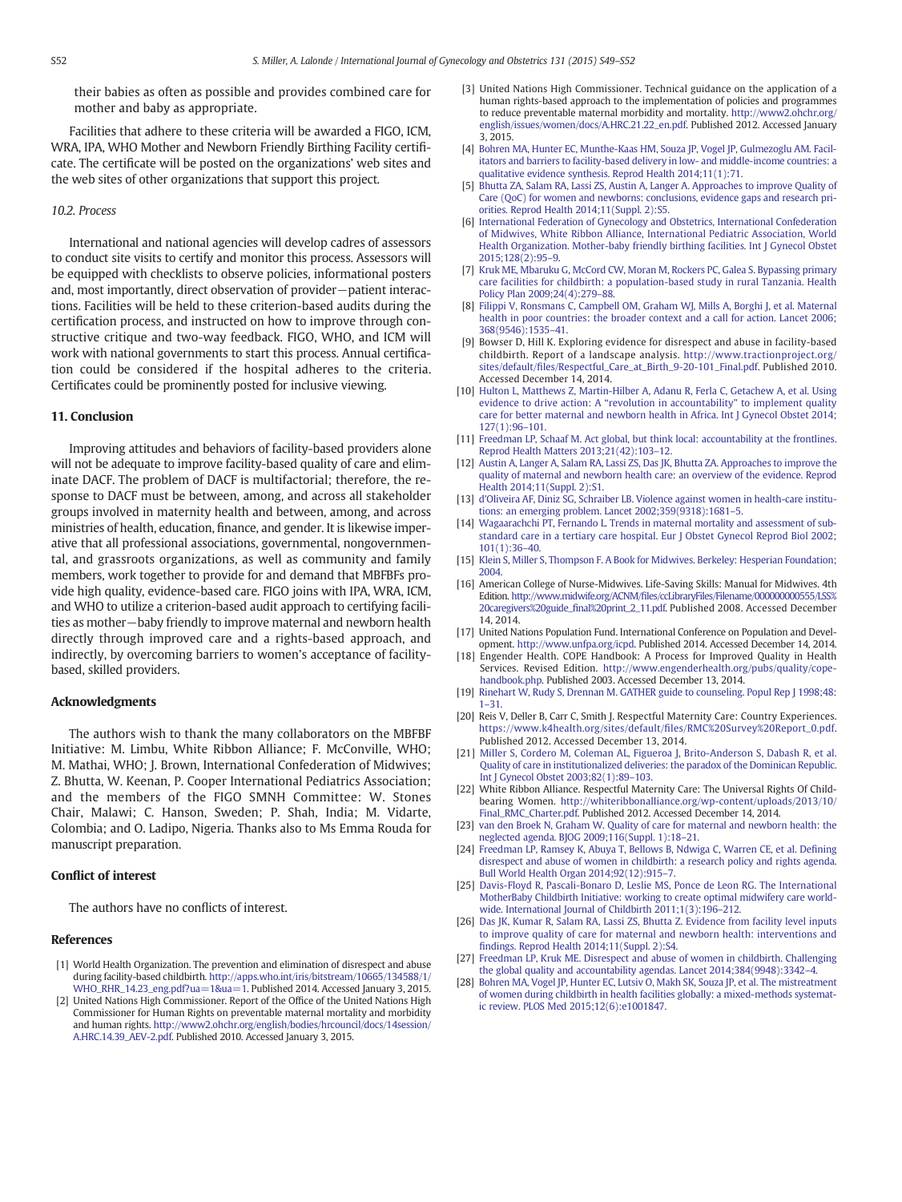their babies as often as possible and provides combined care for mother and baby as appropriate.

Facilities that adhere to these criteria will be awarded a FIGO, ICM, WRA, IPA, WHO Mother and Newborn Friendly Birthing Facility certificate. The certificate will be posted on the organizations' web sites and the web sites of other organizations that support this project.

### 10.2. Process

International and national agencies will develop cadres of assessors to conduct site visits to certify and monitor this process. Assessors will be equipped with checklists to observe policies, informational posters and, most importantly, direct observation of provider—patient interactions. Facilities will be held to these criterion-based audits during the certification process, and instructed on how to improve through constructive critique and two-way feedback. FIGO, WHO, and ICM will work with national governments to start this process. Annual certification could be considered if the hospital adheres to the criteria. Certificates could be prominently posted for inclusive viewing.

## 11. Conclusion

Improving attitudes and behaviors of facility-based providers alone will not be adequate to improve facility-based quality of care and eliminate DACF. The problem of DACF is multifactorial; therefore, the response to DACF must be between, among, and across all stakeholder groups involved in maternity health and between, among, and across ministries of health, education, finance, and gender. It is likewise imperative that all professional associations, governmental, nongovernmental, and grassroots organizations, as well as community and family members, work together to provide for and demand that MBFBFs provide high quality, evidence-based care. FIGO joins with IPA, WRA, ICM, and WHO to utilize a criterion-based audit approach to certifying facilities as mother—baby friendly to improve maternal and newborn health directly through improved care and a rights-based approach, and indirectly, by overcoming barriers to women's acceptance of facility-based, skilled providers.

## Acknowledgments

The authors wish to thank the many collaborators on the MBFBF Initiative: M. Limbu, White Ribbon Alliance; F. McConville, WHO; M. Mathai, WHO; J. Brown, International Confederation of Midwives; Z. Bhutta, W. Keenan, P. Cooper International Pediatrics Association; and the members of the FIGO SMNH Committee: W. Stones Chair, Malawi; C. Hanson, Sweden; P. Shah, India; M. Vidarte, Colombia; and O. Ladipo, Nigeria. Thanks also to Ms Emma Rouda for manuscript preparation.

## Conflict of interest

The authors have no conflicts of interest.

## References

[1] World Health Organization. The prevention and elimination of disrespect and abuse during facility-based childbirth. http://apps.who.int/iris/bitstream/10665/134588/1/WHO_RHR_14.23_eng.pdf?ua=1&ua=1. Published 2014. Accessed January 3, 2015.

[2] United Nations High Commissioner. Report of the Office of the United Nations High Commissioner for Human Rights on preventable maternal mortality and morbidity and human rights. http://www2.ohchr.org/english/bodies/hrcouncil/docs/14session/A.HRC.14.39_AEV-2.pdf. Published 2010. Accessed January 3, 2015.

[3] United Nations High Commissioner. Technical guidance on the application of a human rights-based approach to the implementation of policies and programmes to reduce preventable maternal morbidity and mortality. http://www2.ohchr.org/english/issues/women/docs/A.HRC.21.22_en.pdf. Published 2012. Accessed January 3, 2015.

[4] Bohren MA, Hunter EC, Munthe-Kaas HM, Souza JP, Vogel JP, Gulmezoglu AM. Facilitators and barriers to facility-based delivery in low- and middle-income countries: a qualitative evidence synthesis. Reprod Health 2014;11(1):71.

[5] Bhutta ZA, Salam RA, Lassi ZS, Austin A, Langer A. Approaches to improve Quality of Care (QoC) for women and newborns: conclusions, evidence gaps and research priorities. Reprod Health 2014;11(Suppl. 2):S5.

[6] International Federation of Gynecology and Obstetrics, International Confederation of Midwives, White Ribbon Alliance, International Pediatric Association, World Health Organization. Mother-baby friendly birthing facilities. Int J Gynecol Obstet 2015;128(2):95–9.

[7] Kruk ME, Mbaruku G, McCord CW, Moran M, Rockers PC, Galea S. Bypassing primary care facilities for childbirth: a population-based study in rural Tanzania. Health Policy Plan 2009;24(4):279–88.

[8] Filippi V, Ronsmans C, Campbell OM, Graham WJ, Mills A, Borghi J, et al. Maternal health in poor countries: the broader context and a call for action. Lancet 2006; 368(9546):1535–41.

[9] Bowser D, Hill K. Exploring evidence for disrespect and abuse in facility-based childbirth. Report of a landscape analysis. http://www.tractionproject.org/sites/default/files/Respectful_Care_at_Birth_9-20-101_Final.pdf. Published 2010. Accessed December 14, 2014.

[10] Hulton L, Matthews Z, Martin-Hilber A, Adanu R, Ferla C, Getachew A, et al. Using evidence to drive action: A "revolution in accountability" to implement quality care for better maternal and newborn health in Africa. Int J Gynecol Obstet 2014; 127(1):96–101.

[11] Freedman LP, Schaaf M. Act global, but think local: accountability at the frontlines. Reprod Health Matters 2013;21(42):103–12.

[12] Austin A, Langer A, Salam RA, Lassi ZS, Das JK, Bhutta ZA. Approaches to improve the quality of maternal and newborn health care: an overview of the evidence. Reprod Health 2014;11(Suppl. 2):S1.

[13] d'Oliveira AF, Diniz SG, Schraiber LB. Violence against women in health-care institutions: an emerging problem. Lancet 2002;359(9318):1681–5.

[14] Wagaarachchi PT, Fernando L. Trends in maternal mortality and assessment of substandard care in a tertiary care hospital. Eur J Obstet Gynecol Reprod Biol 2002; 101(1):36–40.

[15] Klein S, Miller S, Thompson F. A Book for Midwives. Berkeley: Hesperian Foundation; 2004.

[16] American College of Nurse-Midwives. Life-Saving Skills: Manual for Midwives. 4th Edition. http://www.midwife.org/ACNM/files/ccLibraryFiles/Filename/000000000555/LSS%20caregivers%20guide_final%20print_2_11.pdf. Published 2008. Accessed December 14, 2014.

[17] United Nations Population Fund. International Conference on Population and Development. http://www.unfpa.org/icpd. Published 2014. Accessed December 14, 2014.

[18] Engender Health. COPE Handbook: A Process for Improved Quality in Health Services. Revised Edition. http://www.engenderhealth.org/pubs/quality/cope-handbook.php. Published 2003. Accessed December 13, 2014.

[19] Rinehart W, Rudy S, Drennan M. GATHER guide to counseling. Popul Rep J 1998;48: 1–31.

[20] Reis V, Deller B, Carr C, Smith J. Respectful Maternity Care: Country Experiences. https://www.k4health.org/sites/default/files/RMC%20Survey%20Report_0.pdf. Published 2012. Accessed December 13, 2014.

[21] Miller S, Cordero M, Coleman AL, Figueroa J, Brito-Anderson S, Dabash R, et al. Quality of care in institutionalized deliveries: the paradox of the Dominican Republic. Int J Gynecol Obstet 2003;82(1):89–103.

[22] White Ribbon Alliance. Respectful Maternity Care: The Universal Rights Of Childbearing Women. http://whiteribbonalliance.org/wp-content/uploads/2013/10/Final_RMC_Charter.pdf. Published 2012. Accessed December 14, 2014.

[23] van den Broek N, Graham W. Quality of care for maternal and newborn health: the neglected agenda. BJOG 2009;116(Suppl. 1):18–21.

[24] Freedman LP, Ramsey K, Abuya T, Bellows B, Ndwiga C, Warren CE, et al. Defining disrespect and abuse of women in childbirth: a research policy and rights agenda. Bull World Health Organ 2014;92(12):915–7.

[25] Davis-Floyd R, Pascali-Bonaro D, Leslie MS, Ponce de Leon RG. The International MotherBaby Childbirth Initiative: working to create optimal midwifery care worldwide. International Journal of Childbirth 2011;1(3):196–212.

[26] Das JK, Kumar R, Salam RA, Lassi ZS, Bhutta Z. Evidence from facility level inputs to improve quality of care for maternal and newborn health: interventions and findings. Reprod Health 2014;11(Suppl. 2):S4.

[27] Freedman LP, Kruk ME. Disrespect and abuse of women in childbirth. Challenging the global quality and accountability agendas. Lancet 2014;384(9948):3342–4.

[28] Bohren MA, Vogel JP, Hunter EC, Lutsiv O, Makh SK, Souza JP, et al. The mistreatment of women during childbirth in health facilities globally: a mixed-methods systematic review. PLOS Med 2015;12(6):e1001847.